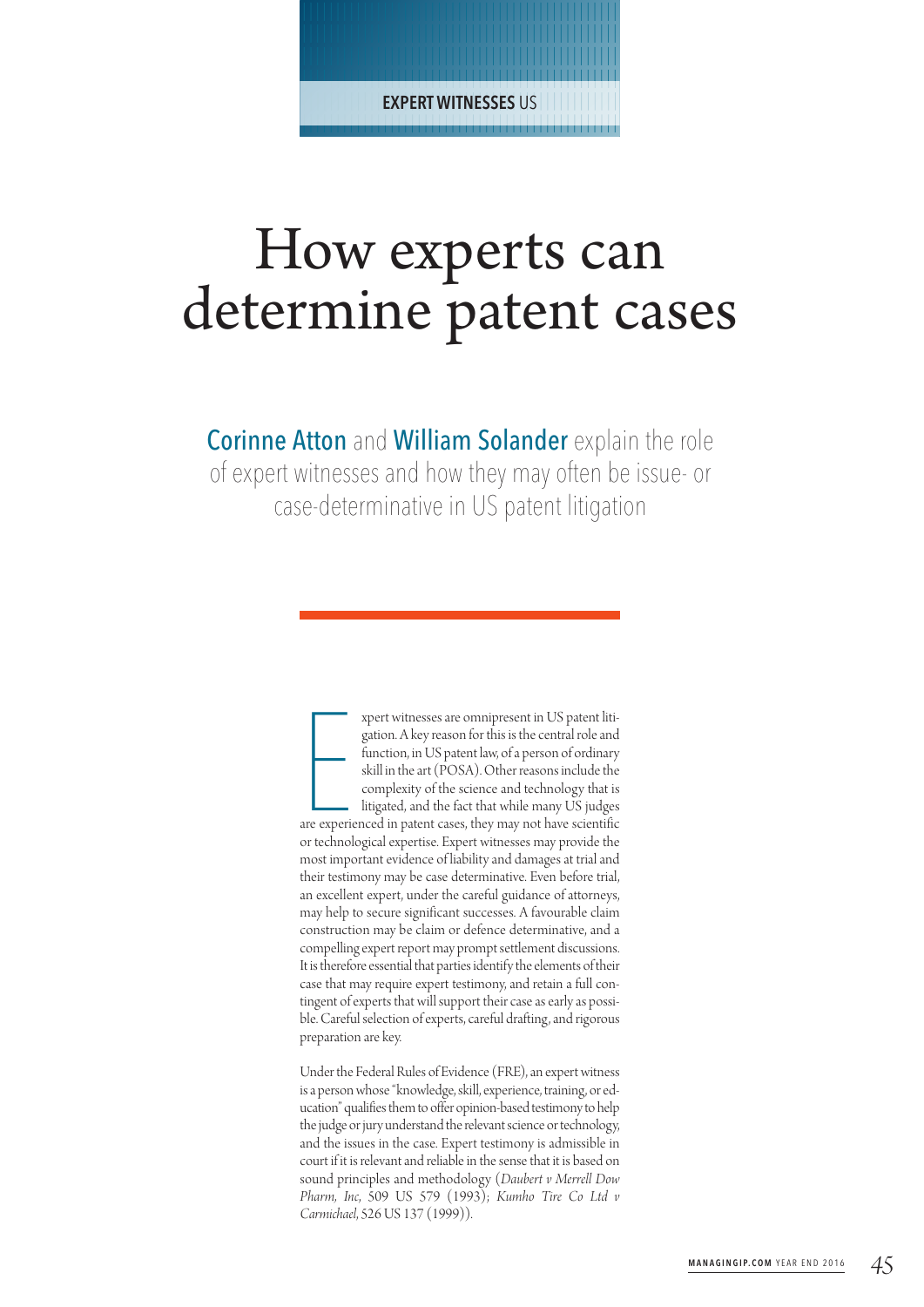EXPERT WITNESSES US

# How experts can determine patent cases

**Corinne Atton** and **William Solander** explain the role of expert witnesses and how they may often be issue- or case-determinative in US patent litigation

Expert witnesses are omnipresent in US patent litigation. A key reason for this is the central role and function, in US patent law, of a person of ordinary skill in the art (POSA). Other reasons include the complexity of the science and technology that is litigated, and the fact that while many US judges are experienced in patent cases, they may not have scientific or technological expertise. Expert witnesses may provide the most important evidence of liability and damages at trial and their testimony may be case determinative. Even before trial, an excellent expert, under the careful guidance of attorneys, may help to secure significant successes. A favourable claim construction may be claim or defence determinative, and a compelling expert report may prompt settlement discussions. It is therefore essential that parties identify the elements of their case that may require expert testimony, and retain a full contingent of experts that will support their case as early as possible. Careful selection of experts, careful drafting, and rigorous preparation are key.

Under the Federal Rules of Evidence (FRE), an expert witness is a person whose "knowledge, skill, experience, training, or education" qualifies them to offer opinion-based testimony to help the judge or jury understand the relevant science or technology, and the issues in the case. Expert testimony is admissible in court if it is relevant and reliable in the sense that it is based on sound principles and methodology (*Daubert v Merrell Dow Pharm, Inc*, 509 US 579 (1993); *Kumho Tire Co Ltd v Carmichael*, 526 US 137 (1999)).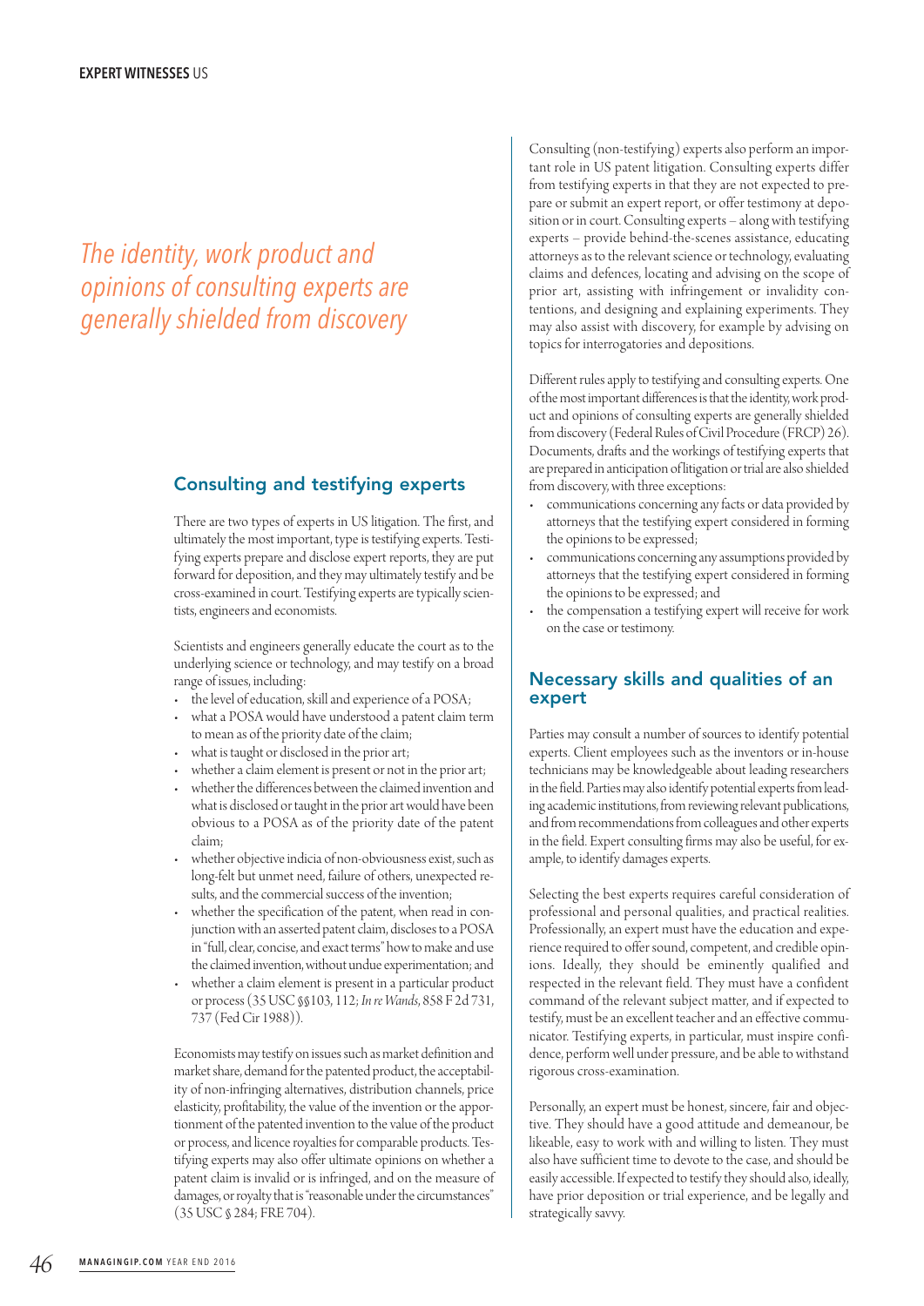*The identity, work product and opinions of consulting experts are generally shielded from discovery*

## Consulting and testifying experts

There are two types of experts in US litigation. The first, and ultimately the most important, type is testifying experts. Testifying experts prepare and disclose expert reports, they are put forward for deposition, and they may ultimately testify and be cross-examined in court. Testifying experts are typically scientists, engineers and economists.

Scientists and engineers generally educate the court as to the underlying science or technology, and may testify on a broad range of issues, including:

- the level of education, skill and experience of a POSA;
- what a POSA would have understood a patent claim term to mean as of the priority date of the claim;
- what is taught or disclosed in the prior art;
- whether a claim element is present or not in the prior art;
- whether the differences between the claimed invention and what is disclosed or taught in the prior art would have been obvious to a POSA as of the priority date of the patent claim;
- whether objective indicia of non-obviousness exist, such as long-felt but unmet need, failure of others, unexpected results, and the commercial success of the invention;
- whether the specification of the patent, when read in conjunction with an asserted patent claim, discloses to a POSA in "full, clear, concise, and exact terms" how to make and use the claimed invention, without undue experimentation; and
- whether a claim element is present in a particular product or process (35 USC §§103, 112; *In re Wands*, 858 F 2d 731, 737 (Fed Cir 1988)).

Economists may testify on issues such as market definition and market share, demand for the patented product, the acceptability of non-infringing alternatives, distribution channels, price elasticity, profitability, the value of the invention or the apportionment of the patented invention to the value of the product or process, and licence royalties for comparable products. Testifying experts may also offer ultimate opinions on whether a patent claim is invalid or is infringed, and on the measure of damages, or royalty that is "reasonable under the circumstances" (35 USC § 284; FRE 704).

Consulting (non-testifying) experts also perform an important role in US patent litigation. Consulting experts differ from testifying experts in that they are not expected to prepare or submit an expert report, or offer testimony at deposition or in court. Consulting experts – along with testifying experts – provide behind-the-scenes assistance, educating attorneys as to the relevant science or technology, evaluating claims and defences, locating and advising on the scope of prior art, assisting with infringement or invalidity contentions, and designing and explaining experiments. They may also assist with discovery, for example by advising on topics for interrogatories and depositions.

Different rules apply to testifying and consulting experts. One of the most important differences is that the identity, work product and opinions of consulting experts are generally shielded from discovery (Federal Rules of Civil Procedure (FRCP) 26). Documents, drafts and the workings of testifying experts that are prepared in anticipation of litigation or trial are also shielded from discovery, with three exceptions:

- communications concerning any facts or data provided by attorneys that the testifying expert considered in forming the opinions to be expressed;
- communications concerning any assumptions provided by attorneys that the testifying expert considered in forming the opinions to be expressed; and
- the compensation a testifying expert will receive for work on the case or testimony.

## Necessary skills and qualities of an expert

Parties may consult a number of sources to identify potential experts. Client employees such as the inventors or in-house technicians may be knowledgeable about leading researchers in the field. Parties may also identify potential experts from leading academic institutions, from reviewing relevant publications, and from recommendations from colleagues and other experts in the field. Expert consulting firms may also be useful, for example, to identify damages experts.

Selecting the best experts requires careful consideration of professional and personal qualities, and practical realities. Professionally, an expert must have the education and experience required to offer sound, competent, and credible opinions. Ideally, they should be eminently qualified and respected in the relevant field. They must have a confident command of the relevant subject matter, and if expected to testify, must be an excellent teacher and an effective communicator. Testifying experts, in particular, must inspire confidence, perform well under pressure, and be able to withstand rigorous cross-examination.

Personally, an expert must be honest, sincere, fair and objective. They should have a good attitude and demeanour, be likeable, easy to work with and willing to listen. They must also have sufficient time to devote to the case, and should be easily accessible. If expected to testify they should also, ideally, have prior deposition or trial experience, and be legally and strategically savvy.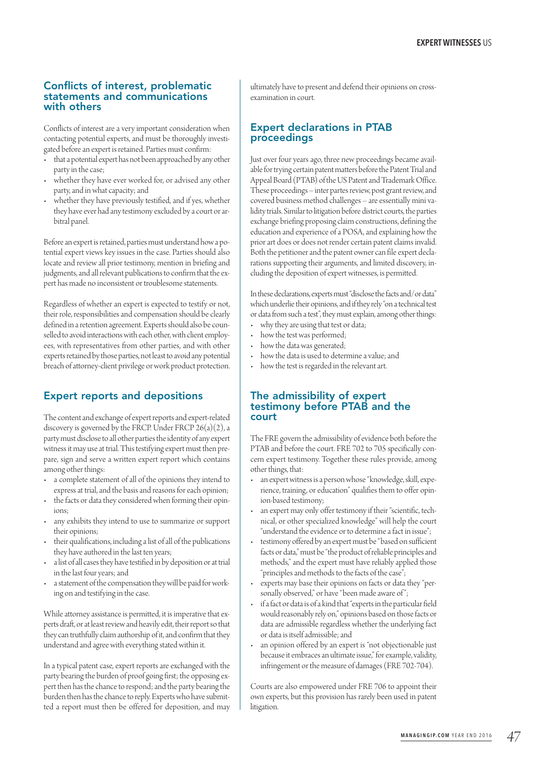## Conflicts of interest, problematic statements and communications with others

Conflicts of interest are a very important consideration when contacting potential experts, and must be thoroughly investigated before an expert is retained. Parties must confirm:

- that a potential expert has not been approached by any other party in the case;
- whether they have ever worked for, or advised any other party, and in what capacity; and
- whether they have previously testified, and if yes, whether they have ever had any testimony excluded by a court or arbitral panel.

Before an expert is retained, parties must understand how a potential expert views key issues in the case. Parties should also locate and review all prior testimony, mention in briefing and judgments, and all relevant publications to confirm that the expert has made no inconsistent or troublesome statements.

Regardless of whether an expert is expected to testify or not, their role, responsibilities and compensation should be clearly defined in a retention agreement. Experts should also be counselled to avoid interactions with each other, with client employees, with representatives from other parties, and with other experts retained by those parties, not least to avoid any potential breach of attorney-client privilege or work product protection.

## Expert reports and depositions

The content and exchange of expert reports and expert-related discovery is governed by the FRCP. Under FRCP 26(a)(2), a party must disclose to all other parties the identity of any expert witness it may use at trial. This testifying expert must then prepare, sign and serve a written expert report which contains among other things:

- a complete statement of all of the opinions they intend to express at trial, and the basis and reasons for each opinion;
- the facts or data they considered when forming their opinions;
- any exhibits they intend to use to summarize or support their opinions;
- their qualifications, including a list of all of the publications they have authored in the last ten years;
- a list of all cases they have testified in by deposition or at trial in the last four years; and
- a statement of the compensation they will be paid for working on and testifying in the case.

While attorney assistance is permitted, it is imperative that experts draft, or at least review and heavily edit, their report so that they can truthfully claim authorship of it, and confirm that they understand and agree with everything stated within it.

In a typical patent case, expert reports are exchanged with the party bearing the burden of proof going first; the opposing expert then has the chance to respond; and the party bearing the burden then has the chance to reply. Experts who have submitted a report must then be offered for deposition, and may ultimately have to present and defend their opinions on cross-examination in court.

## Expert declarations in PTAB proceedings

Just over four years ago, three new proceedings became available for trying certain patent matters before the Patent Trial and Appeal Board (PTAB) of the US Patent and Trademark Office. These proceedings – inter partes review, post grant review, and covered business method challenges – are essentially mini validity trials. Similar to litigation before district courts, the parties exchange briefing proposing claim constructions, defining the education and experience of a POSA, and explaining how the prior art does or does not render certain patent claims invalid. Both the petitioner and the patent owner can file expert declarations supporting their arguments, and limited discovery, including the deposition of expert witnesses, is permitted.

In these declarations, experts must "disclose the facts and/or data" which underlie their opinions, and if they rely "on a technical test or data from such a test", they must explain, among other things:

- why they are using that test or data;
- how the test was performed;
- how the data was generated;
- how the data is used to determine a value; and
- how the test is regarded in the relevant art.

## The admissibility of expert testimony before PTAB and the court

The FRE govern the admissibility of evidence both before the PTAB and before the court. FRE 702 to 705 specifically concern expert testimony. Together these rules provide, among other things, that:

- an expert witness is a person whose "knowledge, skill, experience, training, or education" qualifies them to offer opinion-based testimony;
- an expert may only offer testimony if their "scientific, technical, or other specialized knowledge" will help the court "understand the evidence or to determine a fact in issue";
- testimony offered by an expert must be "based on sufficient facts or data," must be "the product of reliable principles and methods," and the expert must have reliably applied those "principles and methods to the facts of the case";
- experts may base their opinions on facts or data they "personally observed," or have "been made aware of";
- if a fact or data is of a kind that "experts in the particular field would reasonably rely on," opinions based on those facts or data are admissible regardless whether the underlying fact or data is itself admissible; and
- an opinion offered by an expert is "not objectionable just because it embraces an ultimate issue," for example, validity, infringement or the measure of damages (FRE 702-704).

Courts are also empowered under FRE 706 to appoint their own experts, but this provision has rarely been used in patent litigation.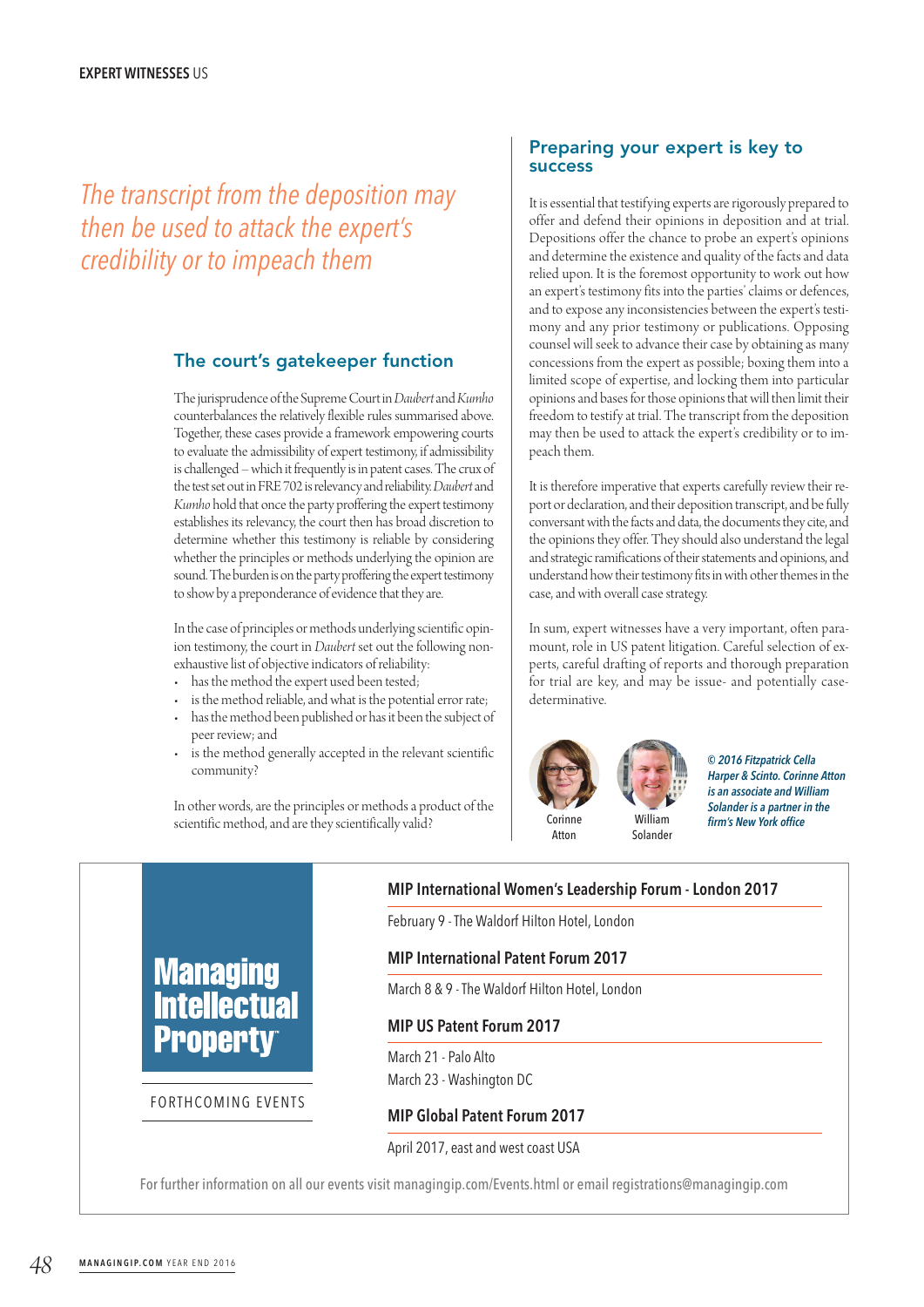*The transcript from the deposition may then be used to attack the expert's credibility or to impeach them*

## The court's gatekeeper function

The jurisprudence of the Supreme Court in *Daubert* and *Kumho* counterbalances the relatively flexible rules summarised above. Together, these cases provide a framework empowering courts to evaluate the admissibility of expert testimony, if admissibility is challenged – which it frequently is in patent cases. The crux of the test set out in FRE 702 is relevancy and reliability. *Daubert* and *Kumho* hold that once the party proffering the expert testimony establishes its relevancy, the court then has broad discretion to determine whether this testimony is reliable by considering whether the principles or methods underlying the opinion are sound. The burden is on the party proffering the expert testimony to show by a preponderance of evidence that they are.

In the case of principles or methods underlying scientific opinion testimony, the court in *Daubert* set out the following non-exhaustive list of objective indicators of reliability:

- has the method the expert used been tested;
- is the method reliable, and what is the potential error rate;
- has the method been published or has it been the subject of peer review; and
- is the method generally accepted in the relevant scientific community?

In other words, are the principles or methods a product of the scientific method, and are they scientifically valid?

## Preparing your expert is key to success

It is essential that testifying experts are rigorously prepared to offer and defend their opinions in deposition and at trial. Depositions offer the chance to probe an expert's opinions and determine the existence and quality of the facts and data relied upon. It is the foremost opportunity to work out how an expert's testimony fits into the parties' claims or defences, and to expose any inconsistencies between the expert's testimony and any prior testimony or publications. Opposing counsel will seek to advance their case by obtaining as many concessions from the expert as possible; boxing them into a limited scope of expertise, and locking them into particular opinions and bases for those opinions that will then limit their freedom to testify at trial. The transcript from the deposition may then be used to attack the expert's credibility or to impeach them.

It is therefore imperative that experts carefully review their report or declaration, and their deposition transcript, and be fully conversant with the facts and data, the documents they cite, and the opinions they offer. They should also understand the legal and strategic ramifications of their statements and opinions, and understand how their testimony fits in with other themes in the case, and with overall case strategy.

In sum, expert witnesses have a very important, often paramount, role in US patent litigation. Careful selection of experts, careful drafting of reports and thorough preparation for trial are key, and may be issue- and potentially case-determinative.

Corinne Atton

William Solander

*© 2016 Fitzpatrick Cella Harper & Scinto. Corinne Atton is an associate and William Solander is a partner in the firm's New York office*

**Managing Intellectual Property**

FORTHCOMING EVENTS

**MIP International Women's Leadership Forum - London 2017**

February 9 - The Waldorf Hilton Hotel, London

**MIP International Patent Forum 2017**

March 8 & 9 - The Waldorf Hilton Hotel, London

**MIP US Patent Forum 2017**

March 21 - Palo Alto

March 23 - Washington DC

**MIP Global Patent Forum 2017**

April 2017, east and west coast USA

For further information on all our events visit managingip.com/Events.html or email registrations@managingip.com